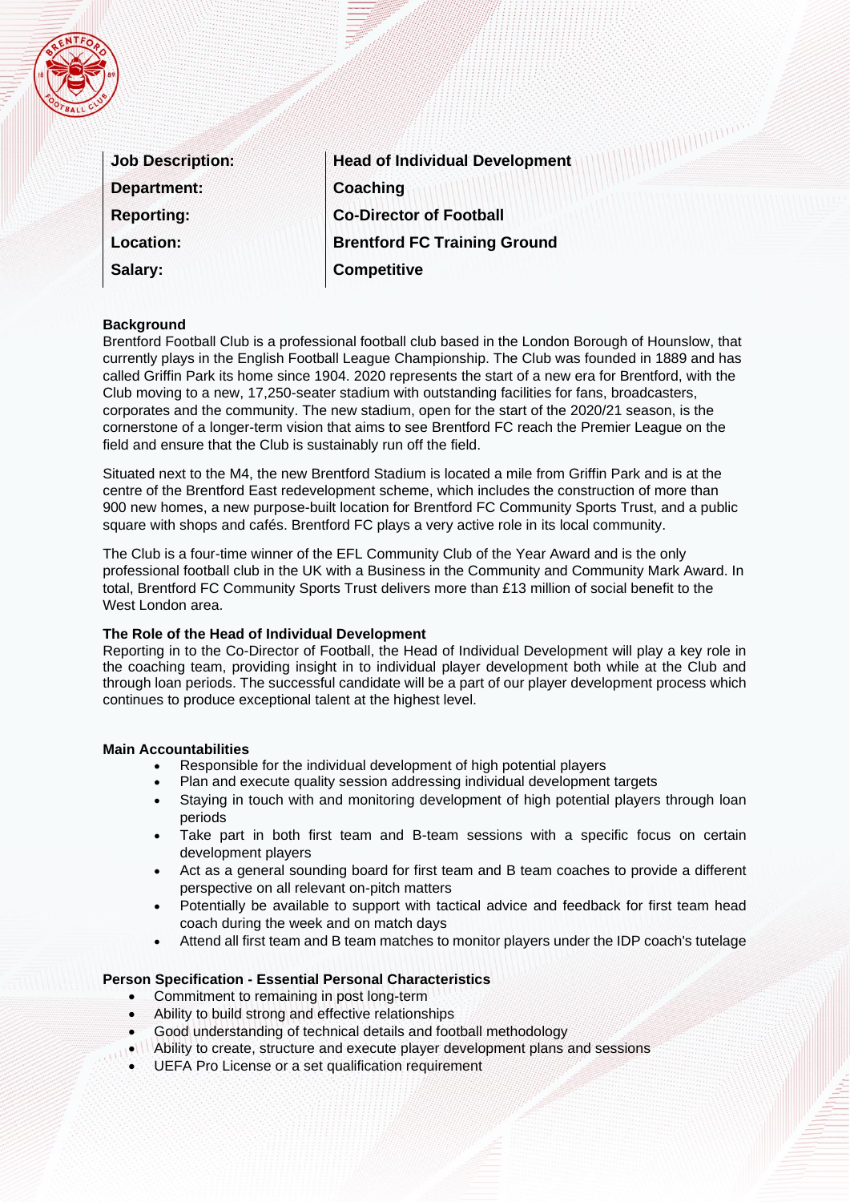| Job Description: | Head of Individual Development |
|---|---|
| Department: | Coaching |
| Reporting: | Co-Director of Football |
| Location: | Brentford FC Training Ground |
| Salary: | Competitive |

**Background**

Brentford Football Club is a professional football club based in the London Borough of Hounslow, that currently plays in the English Football League Championship. The Club was founded in 1889 and has called Griffin Park its home since 1904. 2020 represents the start of a new era for Brentford, with the Club moving to a new, 17,250-seater stadium with outstanding facilities for fans, broadcasters, corporates and the community. The new stadium, open for the start of the 2020/21 season, is the cornerstone of a longer-term vision that aims to see Brentford FC reach the Premier League on the field and ensure that the Club is sustainably run off the field.

Situated next to the M4, the new Brentford Stadium is located a mile from Griffin Park and is at the centre of the Brentford East redevelopment scheme, which includes the construction of more than 900 new homes, a new purpose-built location for Brentford FC Community Sports Trust, and a public square with shops and cafés. Brentford FC plays a very active role in its local community.

The Club is a four-time winner of the EFL Community Club of the Year Award and is the only professional football club in the UK with a Business in the Community and Community Mark Award. In total, Brentford FC Community Sports Trust delivers more than £13 million of social benefit to the West London area.

**The Role of the Head of Individual Development**

Reporting in to the Co-Director of Football, the Head of Individual Development will play a key role in the coaching team, providing insight in to individual player development both while at the Club and through loan periods. The successful candidate will be a part of our player development process which continues to produce exceptional talent at the highest level.

**Main Accountabilities**

- Responsible for the individual development of high potential players
- Plan and execute quality session addressing individual development targets
- Staying in touch with and monitoring development of high potential players through loan periods
- Take part in both first team and B-team sessions with a specific focus on certain development players
- Act as a general sounding board for first team and B team coaches to provide a different perspective on all relevant on-pitch matters
- Potentially be available to support with tactical advice and feedback for first team head coach during the week and on match days
- Attend all first team and B team matches to monitor players under the IDP coach's tutelage

**Person Specification - Essential Personal Characteristics**

- Commitment to remaining in post long-term
- Ability to build strong and effective relationships
- Good understanding of technical details and football methodology
- Ability to create, structure and execute player development plans and sessions
- UEFA Pro License or a set qualification requirement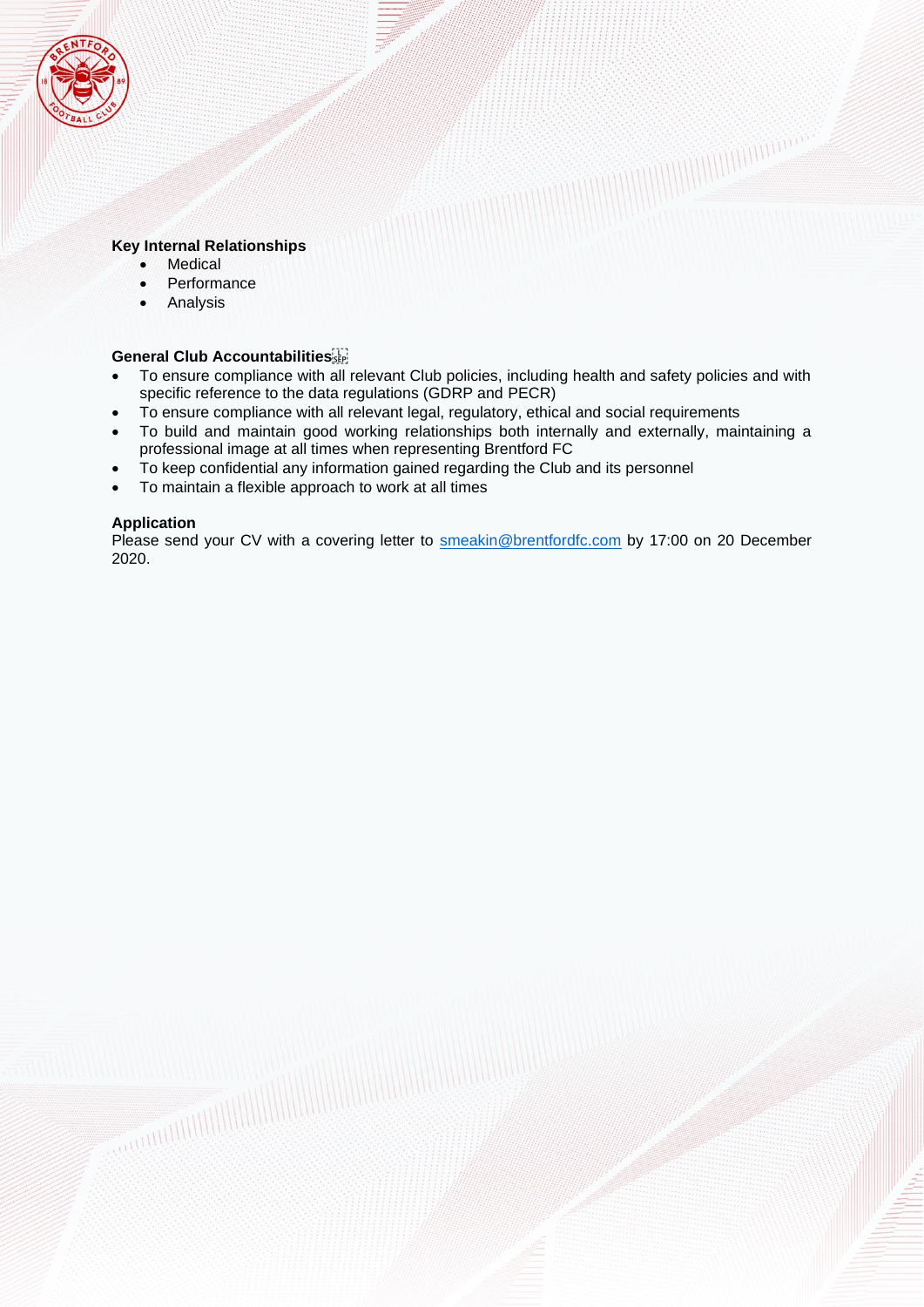**Key Internal Relationships**

- Medical
- Performance
- Analysis

**General Club Accountabilities**

- To ensure compliance with all relevant Club policies, including health and safety policies and with specific reference to the data regulations (GDRP and PECR)
- To ensure compliance with all relevant legal, regulatory, ethical and social requirements
- To build and maintain good working relationships both internally and externally, maintaining a professional image at all times when representing Brentford FC
- To keep confidential any information gained regarding the Club and its personnel
- To maintain a flexible approach to work at all times

**Application**

Please send your CV with a covering letter to smeakin@brentfordfc.com by 17:00 on 20 December 2020.